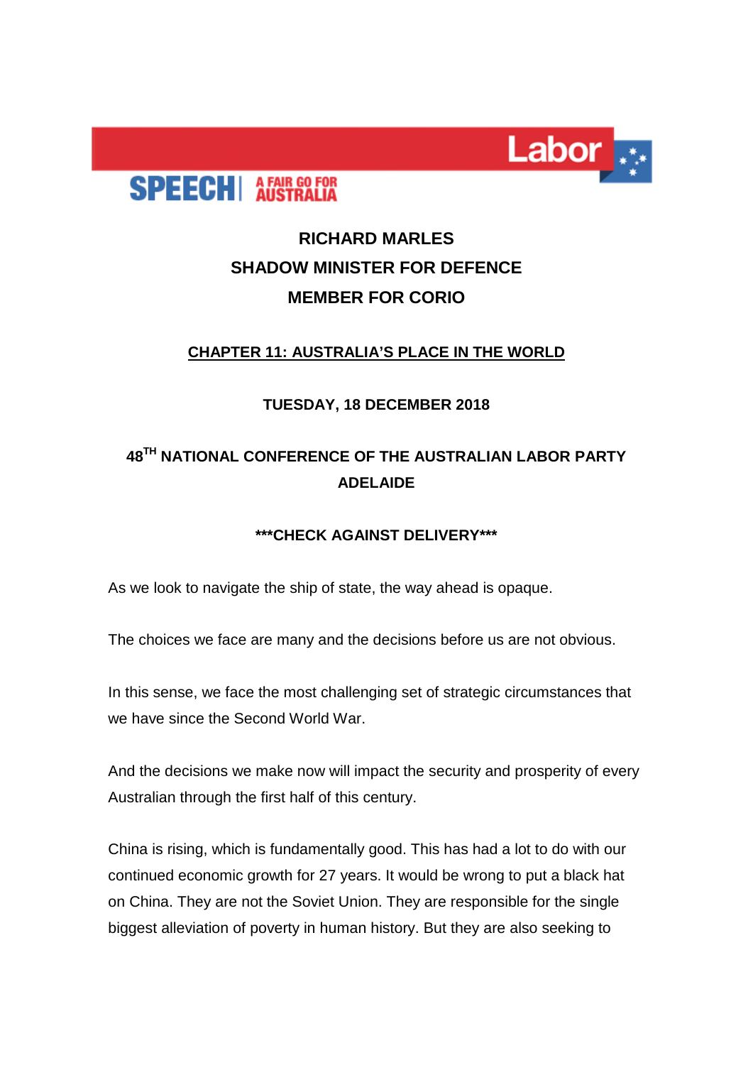SPEECH | A FAIR GO FOR AUSTRALIA

Labor

# RICHARD MARLES
# SHADOW MINISTER FOR DEFENCE
# MEMBER FOR CORIO

**CHAPTER 11: AUSTRALIA'S PLACE IN THE WORLD**

**TUESDAY, 18 DECEMBER 2018**

**48TH NATIONAL CONFERENCE OF THE AUSTRALIAN LABOR PARTY ADELAIDE**

**\*\*\*CHECK AGAINST DELIVERY\*\*\***

As we look to navigate the ship of state, the way ahead is opaque.

The choices we face are many and the decisions before us are not obvious.

In this sense, we face the most challenging set of strategic circumstances that we have since the Second World War.

And the decisions we make now will impact the security and prosperity of every Australian through the first half of this century.

China is rising, which is fundamentally good. This has had a lot to do with our continued economic growth for 27 years. It would be wrong to put a black hat on China. They are not the Soviet Union. They are responsible for the single biggest alleviation of poverty in human history. But they are also seeking to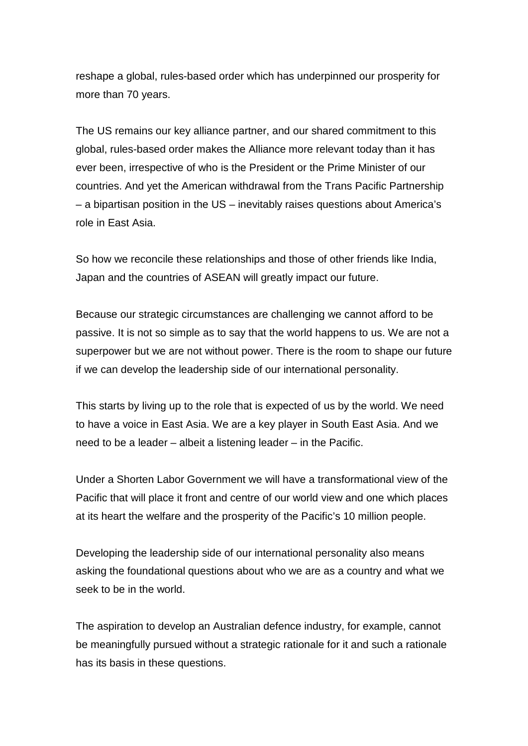reshape a global, rules-based order which has underpinned our prosperity for more than 70 years.

The US remains our key alliance partner, and our shared commitment to this global, rules-based order makes the Alliance more relevant today than it has ever been, irrespective of who is the President or the Prime Minister of our countries. And yet the American withdrawal from the Trans Pacific Partnership – a bipartisan position in the US – inevitably raises questions about America's role in East Asia.

So how we reconcile these relationships and those of other friends like India, Japan and the countries of ASEAN will greatly impact our future.

Because our strategic circumstances are challenging we cannot afford to be passive. It is not so simple as to say that the world happens to us. We are not a superpower but we are not without power. There is the room to shape our future if we can develop the leadership side of our international personality.

This starts by living up to the role that is expected of us by the world. We need to have a voice in East Asia. We are a key player in South East Asia. And we need to be a leader – albeit a listening leader – in the Pacific.

Under a Shorten Labor Government we will have a transformational view of the Pacific that will place it front and centre of our world view and one which places at its heart the welfare and the prosperity of the Pacific's 10 million people.

Developing the leadership side of our international personality also means asking the foundational questions about who we are as a country and what we seek to be in the world.

The aspiration to develop an Australian defence industry, for example, cannot be meaningfully pursued without a strategic rationale for it and such a rationale has its basis in these questions.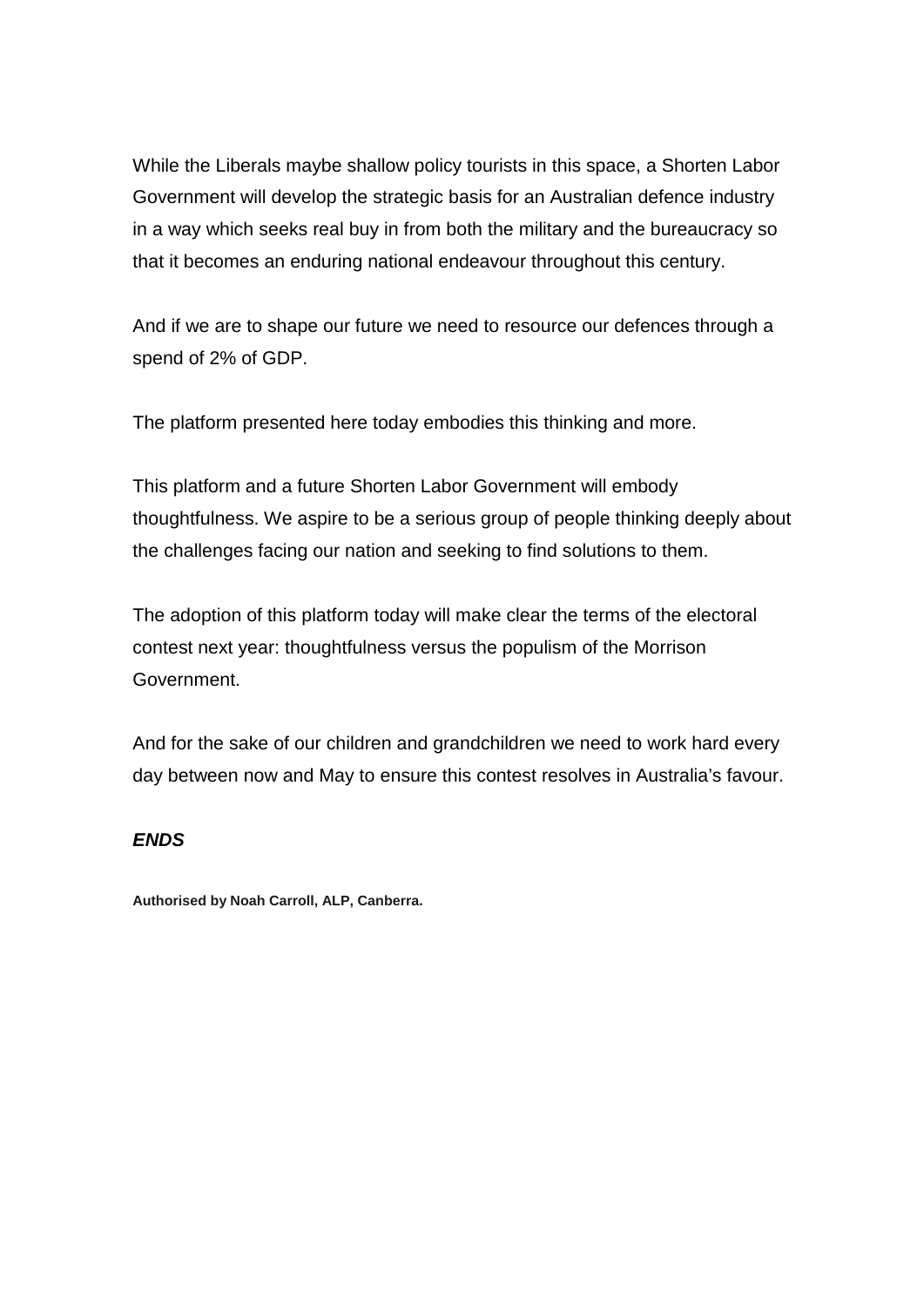While the Liberals maybe shallow policy tourists in this space, a Shorten Labor Government will develop the strategic basis for an Australian defence industry in a way which seeks real buy in from both the military and the bureaucracy so that it becomes an enduring national endeavour throughout this century.

And if we are to shape our future we need to resource our defences through a spend of 2% of GDP.

The platform presented here today embodies this thinking and more.

This platform and a future Shorten Labor Government will embody thoughtfulness. We aspire to be a serious group of people thinking deeply about the challenges facing our nation and seeking to find solutions to them.

The adoption of this platform today will make clear the terms of the electoral contest next year: thoughtfulness versus the populism of the Morrison Government.

And for the sake of our children and grandchildren we need to work hard every day between now and May to ensure this contest resolves in Australia's favour.

***ENDS***

**Authorised by Noah Carroll, ALP, Canberra.**